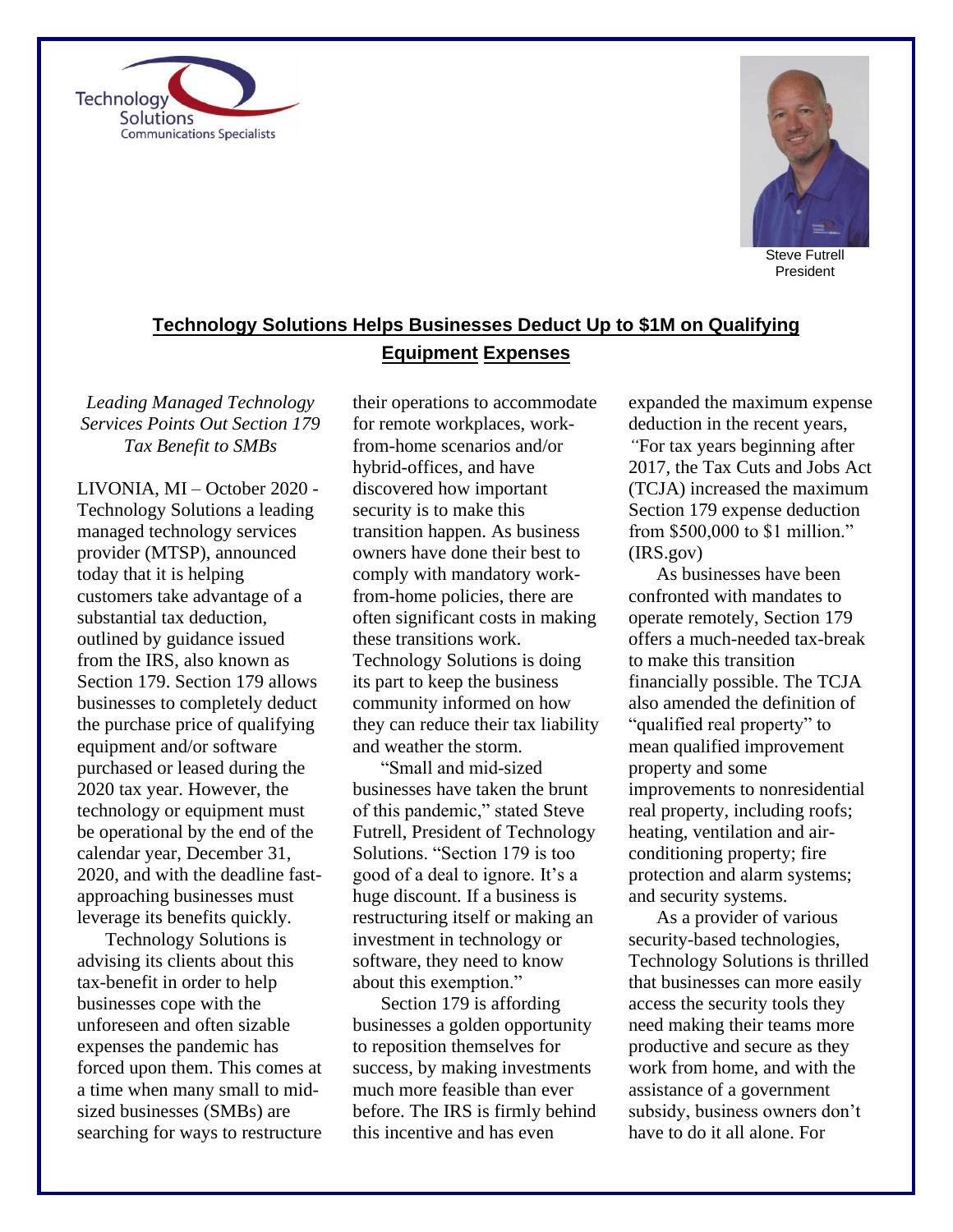Technology Solutions
Communications Specialists

Steve Futrell
President

# Technology Solutions Helps Businesses Deduct Up to $1M on Qualifying Equipment Expenses

*Leading Managed Technology Services Points Out Section 179 Tax Benefit to SMBs*

LIVONIA, MI – October 2020 - Technology Solutions a leading managed technology services provider (MTSP), announced today that it is helping customers take advantage of a substantial tax deduction, outlined by guidance issued from the IRS, also known as Section 179. Section 179 allows businesses to completely deduct the purchase price of qualifying equipment and/or software purchased or leased during the 2020 tax year. However, the technology or equipment must be operational by the end of the calendar year, December 31, 2020, and with the deadline fast-approaching businesses must leverage its benefits quickly.

Technology Solutions is advising its clients about this tax-benefit in order to help businesses cope with the unforeseen and often sizable expenses the pandemic has forced upon them. This comes at a time when many small to mid-sized businesses (SMBs) are searching for ways to restructure their operations to accommodate for remote workplaces, work-from-home scenarios and/or hybrid-offices, and have discovered how important security is to make this transition happen. As business owners have done their best to comply with mandatory work-from-home policies, there are often significant costs in making these transitions work. Technology Solutions is doing its part to keep the business community informed on how they can reduce their tax liability and weather the storm.

"Small and mid-sized businesses have taken the brunt of this pandemic," stated Steve Futrell, President of Technology Solutions. "Section 179 is too good of a deal to ignore. It's a huge discount. If a business is restructuring itself or making an investment in technology or software, they need to know about this exemption."

Section 179 is affording businesses a golden opportunity to reposition themselves for success, by making investments much more feasible than ever before. The IRS is firmly behind this incentive and has even expanded the maximum expense deduction in the recent years, "For tax years beginning after 2017, the Tax Cuts and Jobs Act (TCJA) increased the maximum Section 179 expense deduction from $500,000 to $1 million." (IRS.gov)

As businesses have been confronted with mandates to operate remotely, Section 179 offers a much-needed tax-break to make this transition financially possible. The TCJA also amended the definition of "qualified real property" to mean qualified improvement property and some improvements to nonresidential real property, including roofs; heating, ventilation and air-conditioning property; fire protection and alarm systems; and security systems.

As a provider of various security-based technologies, Technology Solutions is thrilled that businesses can more easily access the security tools they need making their teams more productive and secure as they work from home, and with the assistance of a government subsidy, business owners don't have to do it all alone. For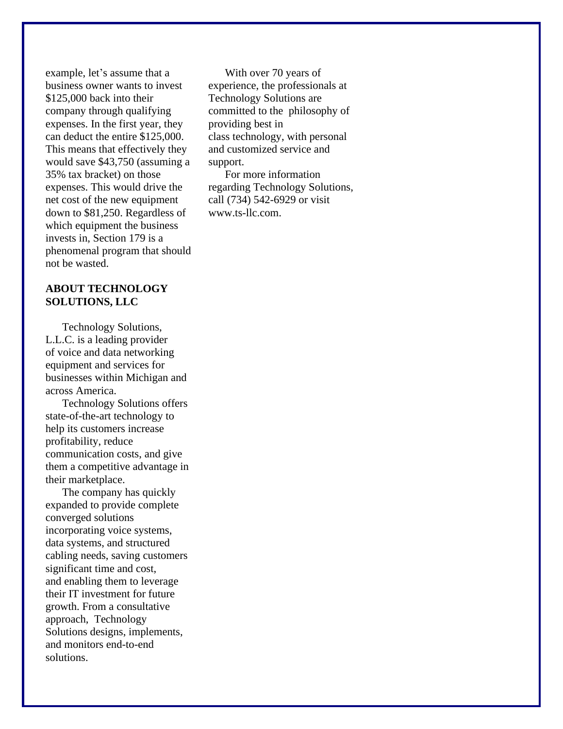example, let's assume that a business owner wants to invest $125,000 back into their company through qualifying expenses. In the first year, they can deduct the entire $125,000. This means that effectively they would save $43,750 (assuming a 35% tax bracket) on those expenses. This would drive the net cost of the new equipment down to $81,250. Regardless of which equipment the business invests in, Section 179 is a phenomenal program that should not be wasted.

**ABOUT TECHNOLOGY SOLUTIONS, LLC**

Technology Solutions, L.L.C. is a leading provider of voice and data networking equipment and services for businesses within Michigan and across America.

Technology Solutions offers state-of-the-art technology to help its customers increase profitability, reduce communication costs, and give them a competitive advantage in their marketplace.

The company has quickly expanded to provide complete converged solutions incorporating voice systems, data systems, and structured cabling needs, saving customers significant time and cost, and enabling them to leverage their IT investment for future growth. From a consultative approach, Technology Solutions designs, implements, and monitors end-to-end solutions.

With over 70 years of experience, the professionals at Technology Solutions are committed to the philosophy of providing best in class technology, with personal and customized service and support.

For more information regarding Technology Solutions, call (734) 542-6929 or visit www.ts-llc.com.